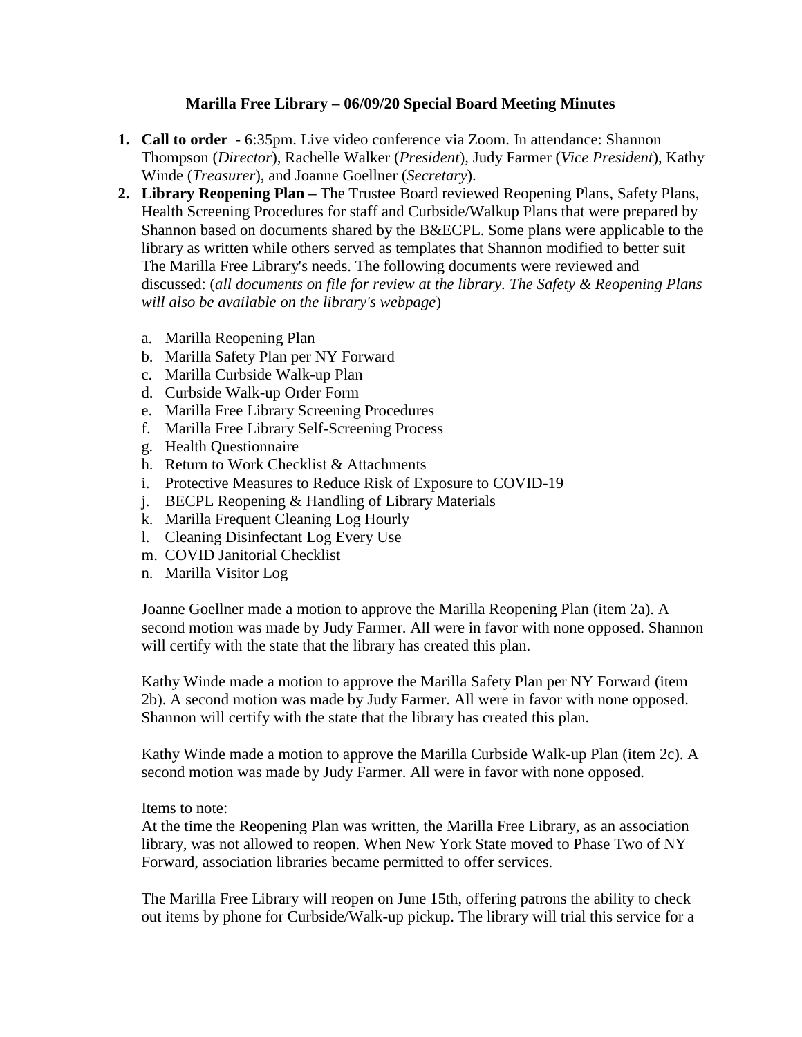**Marilla Free Library – 06/09/20 Special Board Meeting Minutes**

1. **Call to order** - 6:35pm. Live video conference via Zoom. In attendance: Shannon Thompson (*Director*), Rachelle Walker (*President*), Judy Farmer (*Vice President*), Kathy Winde (*Treasurer*), and Joanne Goellner (*Secretary*).
2. **Library Reopening Plan –** The Trustee Board reviewed Reopening Plans, Safety Plans, Health Screening Procedures for staff and Curbside/Walkup Plans that were prepared by Shannon based on documents shared by the B&ECPL. Some plans were applicable to the library as written while others served as templates that Shannon modified to better suit The Marilla Free Library's needs. The following documents were reviewed and discussed: (*all documents on file for review at the library. The Safety & Reopening Plans will also be available on the library's webpage*)

    a. Marilla Reopening Plan
    b. Marilla Safety Plan per NY Forward
    c. Marilla Curbside Walk-up Plan
    d. Curbside Walk-up Order Form
    e. Marilla Free Library Screening Procedures
    f. Marilla Free Library Self-Screening Process
    g. Health Questionnaire
    h. Return to Work Checklist & Attachments
    i. Protective Measures to Reduce Risk of Exposure to COVID-19
    j. BECPL Reopening & Handling of Library Materials
    k. Marilla Frequent Cleaning Log Hourly
    l. Cleaning Disinfectant Log Every Use
    m. COVID Janitorial Checklist
    n. Marilla Visitor Log

    Joanne Goellner made a motion to approve the Marilla Reopening Plan (item 2a). A second motion was made by Judy Farmer. All were in favor with none opposed. Shannon will certify with the state that the library has created this plan.

    Kathy Winde made a motion to approve the Marilla Safety Plan per NY Forward (item 2b). A second motion was made by Judy Farmer. All were in favor with none opposed. Shannon will certify with the state that the library has created this plan.

    Kathy Winde made a motion to approve the Marilla Curbside Walk-up Plan (item 2c). A second motion was made by Judy Farmer. All were in favor with none opposed.

    Items to note:
    At the time the Reopening Plan was written, the Marilla Free Library, as an association library, was not allowed to reopen. When New York State moved to Phase Two of NY Forward, association libraries became permitted to offer services.

    The Marilla Free Library will reopen on June 15th, offering patrons the ability to check out items by phone for Curbside/Walk-up pickup. The library will trial this service for a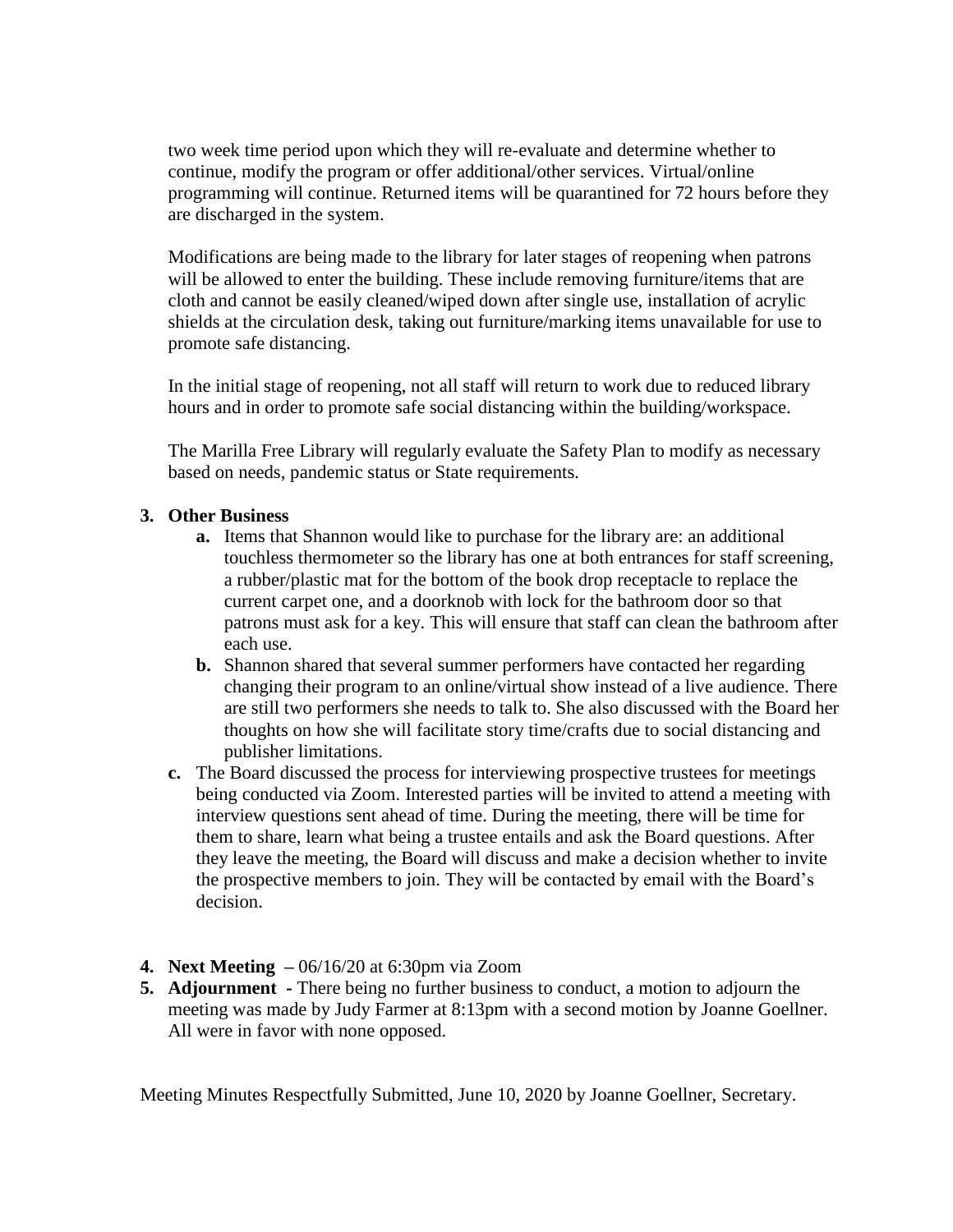two week time period upon which they will re-evaluate and determine whether to continue, modify the program or offer additional/other services. Virtual/online programming will continue. Returned items will be quarantined for 72 hours before they are discharged in the system.

Modifications are being made to the library for later stages of reopening when patrons will be allowed to enter the building. These include removing furniture/items that are cloth and cannot be easily cleaned/wiped down after single use, installation of acrylic shields at the circulation desk, taking out furniture/marking items unavailable for use to promote safe distancing.

In the initial stage of reopening, not all staff will return to work due to reduced library hours and in order to promote safe social distancing within the building/workspace.

The Marilla Free Library will regularly evaluate the Safety Plan to modify as necessary based on needs, pandemic status or State requirements.

3. **Other Business**
   - **a.** Items that Shannon would like to purchase for the library are: an additional touchless thermometer so the library has one at both entrances for staff screening, a rubber/plastic mat for the bottom of the book drop receptacle to replace the current carpet one, and a doorknob with lock for the bathroom door so that patrons must ask for a key. This will ensure that staff can clean the bathroom after each use.
   - **b.** Shannon shared that several summer performers have contacted her regarding changing their program to an online/virtual show instead of a live audience. There are still two performers she needs to talk to. She also discussed with the Board her thoughts on how she will facilitate story time/crafts due to social distancing and publisher limitations.
   - **c.** The Board discussed the process for interviewing prospective trustees for meetings being conducted via Zoom. Interested parties will be invited to attend a meeting with interview questions sent ahead of time. During the meeting, there will be time for them to share, learn what being a trustee entails and ask the Board questions. After they leave the meeting, the Board will discuss and make a decision whether to invite the prospective members to join. They will be contacted by email with the Board's decision.

4. **Next Meeting** – 06/16/20 at 6:30pm via Zoom
5. **Adjournment** - There being no further business to conduct, a motion to adjourn the meeting was made by Judy Farmer at 8:13pm with a second motion by Joanne Goellner. All were in favor with none opposed.

Meeting Minutes Respectfully Submitted, June 10, 2020 by Joanne Goellner, Secretary.